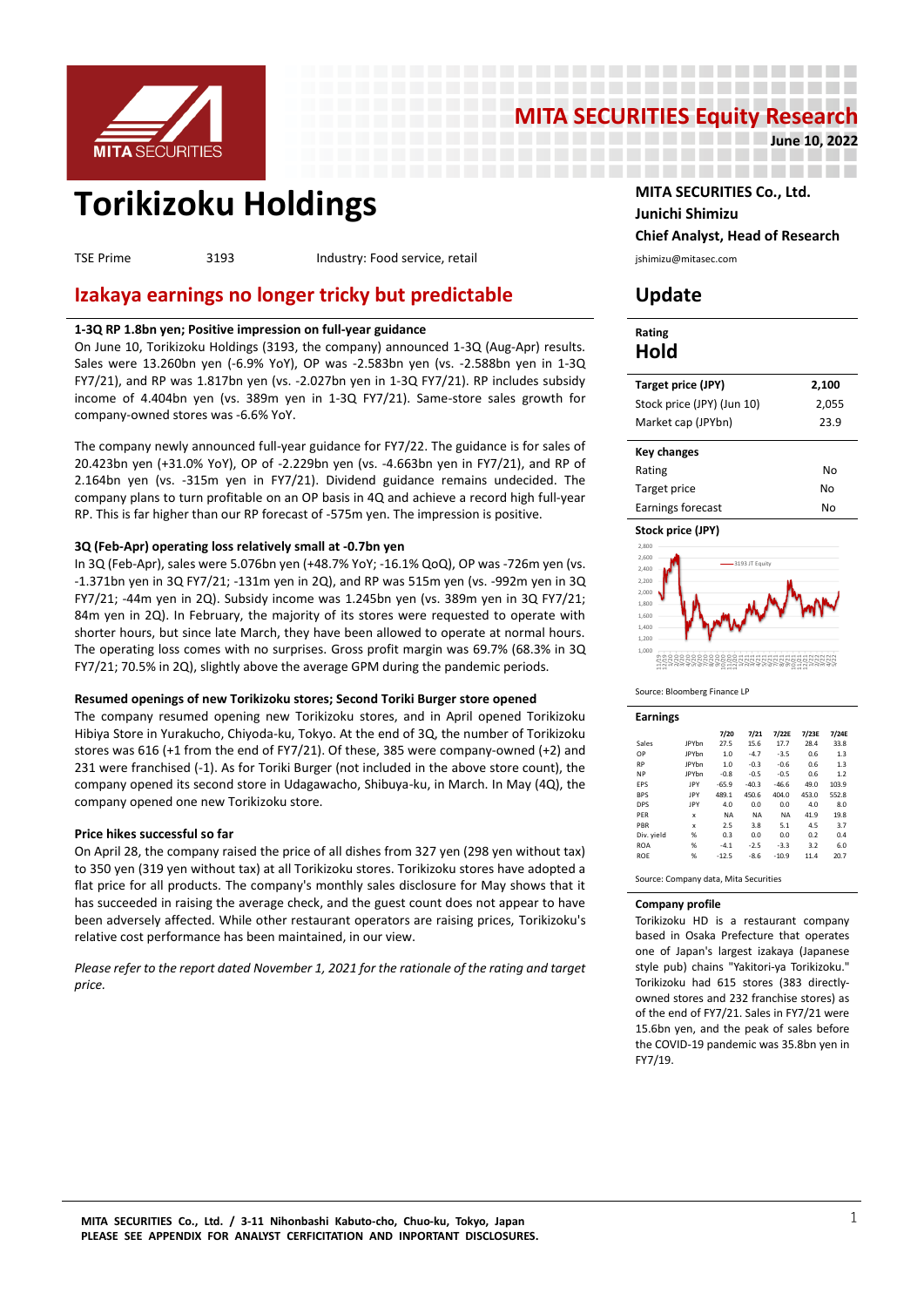# MITA SECURITIES Equity Research

**June 10, 2022**

# Torikizoku Holdings

TSE Prime 3193 Industry: Food service, retail

**MITA SECURITIES Co., Ltd.**
**Junichi Shimizu**
**Chief Analyst, Head of Research**
jshimizu@mitasec.com

## Izakaya earnings no longer tricky but predictable

## Update

**1-3Q RP 1.8bn yen; Positive impression on full-year guidance**

On June 10, Torikizoku Holdings (3193, the company) announced 1-3Q (Aug-Apr) results. Sales were 13.260bn yen (-6.9% YoY), OP was -2.583bn yen (vs. -2.588bn yen in 1-3Q FY7/21), and RP was 1.817bn yen (vs. -2.027bn yen in 1-3Q FY7/21). RP includes subsidy income of 4.404bn yen (vs. 389m yen in 1-3Q FY7/21). Same-store sales growth for company-owned stores was -6.6% YoY.

The company newly announced full-year guidance for FY7/22. The guidance is for sales of 20.423bn yen (+31.0% YoY), OP of -2.229bn yen (vs. -4.663bn yen in FY7/21), and RP of 2.164bn yen (vs. -315m yen in FY7/21). Dividend guidance remains undecided. The company plans to turn profitable on an OP basis in 4Q and achieve a record high full-year RP. This is far higher than our RP forecast of -575m yen. The impression is positive.

**3Q (Feb-Apr) operating loss relatively small at -0.7bn yen**

In 3Q (Feb-Apr), sales were 5.076bn yen (+48.7% YoY; -16.1% QoQ), OP was -726m yen (vs. -1.371bn yen in 3Q FY7/21; -131m yen in 2Q), and RP was 515m yen (vs. -992m yen in 3Q FY7/21; -44m yen in 2Q). Subsidy income was 1.245bn yen (vs. 389m yen in 3Q FY7/21; 84m yen in 2Q). In February, the majority of its stores were requested to operate with shorter hours, but since late March, they have been allowed to operate at normal hours. The operating loss comes with no surprises. Gross profit margin was 69.7% (68.3% in 3Q FY7/21; 70.5% in 2Q), slightly above the average GPM during the pandemic periods.

**Resumed openings of new Torikizoku stores; Second Toriki Burger store opened**

The company resumed opening new Torikizoku stores, and in April opened Torikizoku Hibiya Store in Yurakucho, Chiyoda-ku, Tokyo. At the end of 3Q, the number of Torikizoku stores was 616 (+1 from the end of FY7/21). Of these, 385 were company-owned (+2) and 231 were franchised (-1). As for Toriki Burger (not included in the above store count), the company opened its second store in Udagawacho, Shibuya-ku, in March. In May (4Q), the company opened one new Torikizoku store.

**Price hikes successful so far**

On April 28, the company raised the price of all dishes from 327 yen (298 yen without tax) to 350 yen (319 yen without tax) at all Torikizoku stores. Torikizoku stores have adopted a flat price for all products. The company's monthly sales disclosure for May shows that it has succeeded in raising the average check, and the guest count does not appear to have been adversely affected. While other restaurant operators are raising prices, Torikizoku's relative cost performance has been maintained, in our view.

*Please refer to the report dated November 1, 2021 for the rationale of the rating and target price.*

**Rating**

**Hold**

| | |
|---|---|
| **Target price (JPY)** | **2,100** |
| Stock price (JPY) (Jun 10) | 2,055 |
| Market cap (JPYbn) | 23.9 |

| **Key changes** | |
|---|---|
| Rating | No |
| Target price | No |
| Earnings forecast | No |

**Stock price (JPY)**

Source: Bloomberg Finance LP

**Earnings**

| | | 7/20 | 7/21 | 7/22E | 7/23E | 7/24E |
|---|---|---|---|---|---|---|
| Sales | JPYbn | 27.5 | 15.6 | 17.7 | 28.4 | 33.8 |
| OP | JPYbn | 1.0 | -4.7 | -3.5 | 0.6 | 1.3 |
| RP | JPYbn | 1.0 | -0.3 | -0.6 | 0.6 | 1.3 |
| NP | JPYbn | -0.8 | -0.5 | -0.5 | 0.6 | 1.2 |
| EPS | JPY | -65.9 | -40.3 | -46.6 | 49.0 | 103.9 |
| BPS | JPY | 489.1 | 450.6 | 404.0 | 453.0 | 552.8 |
| DPS | JPY | 4.0 | 0.0 | 0.0 | 4.0 | 8.0 |
| PER | x | NA | NA | NA | 41.9 | 19.8 |
| PBR | x | 2.5 | 3.8 | 5.1 | 4.5 | 3.7 |
| Div. yield | % | 0.3 | 0.0 | 0.0 | 0.2 | 0.4 |
| ROA | % | -4.1 | -2.5 | -3.3 | 3.2 | 6.0 |
| ROE | % | -12.5 | -8.6 | -10.9 | 11.4 | 20.7 |

Source: Company data, Mita Securities

**Company profile**

Torikizoku HD is a restaurant company based in Osaka Prefecture that operates one of Japan's largest izakaya (Japanese style pub) chains "Yakitori-ya Torikizoku." Torikizoku had 615 stores (383 directly-owned stores and 232 franchise stores) as of the end of FY7/21. Sales in FY7/21 were 15.6bn yen, and the peak of sales before the COVID-19 pandemic was 35.8bn yen in FY7/19.

MITA SECURITIES Co., Ltd. / 3-11 Nihonbashi Kabuto-cho, Chuo-ku, Tokyo, Japan
PLEASE SEE APPENDIX FOR ANALYST CERFICITATION AND INPORTANT DISCLOSURES.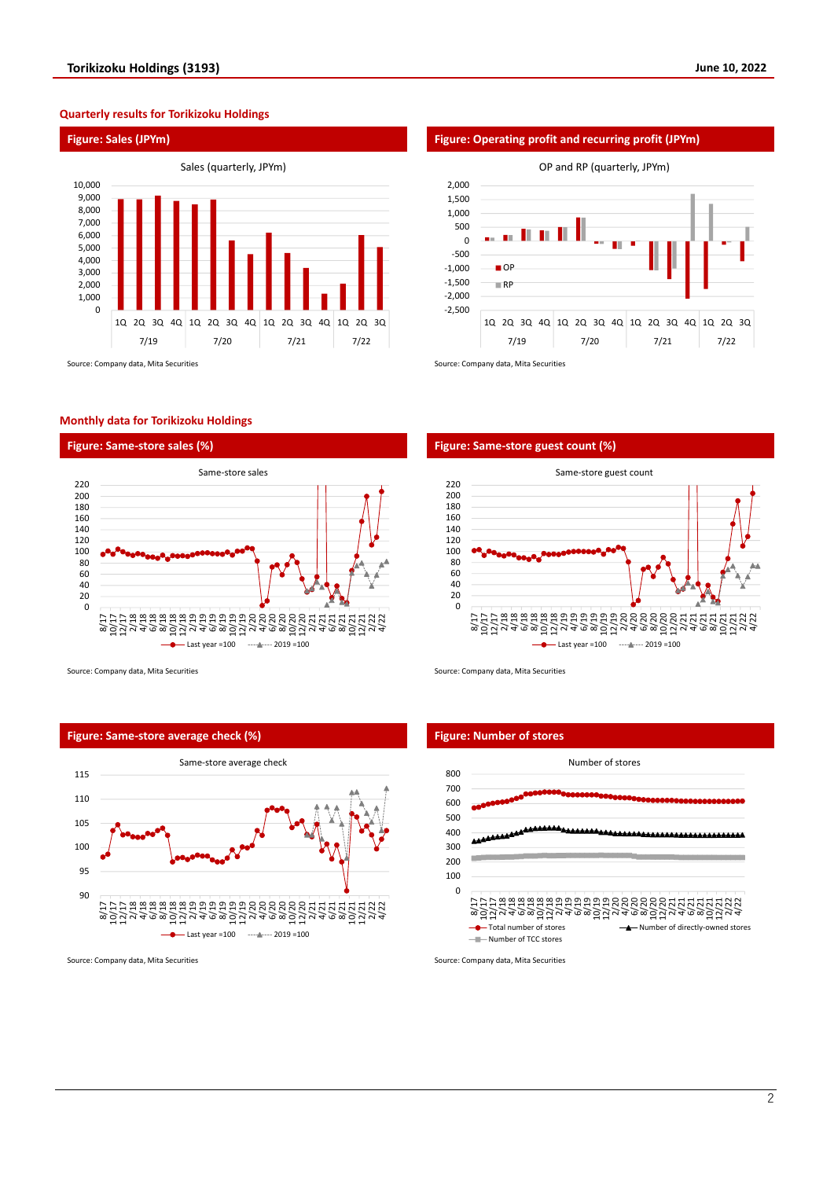## Quarterly results for Torikizoku Holdings

### Figure: Sales (JPYm)

Sales (quarterly, JPYm)

Source: Company data, Mita Securities

### Figure: Operating profit and recurring profit (JPYm)

OP and RP (quarterly, JPYm)

Source: Company data, Mita Securities

## Monthly data for Torikizoku Holdings

### Figure: Same-store sales (%)

Same-store sales

Source: Company data, Mita Securities

### Figure: Same-store guest count (%)

Same-store guest count

Source: Company data, Mita Securities

### Figure: Same-store average check (%)

Same-store average check

Source: Company data, Mita Securities

### Figure: Number of stores

Number of stores

Source: Company data, Mita Securities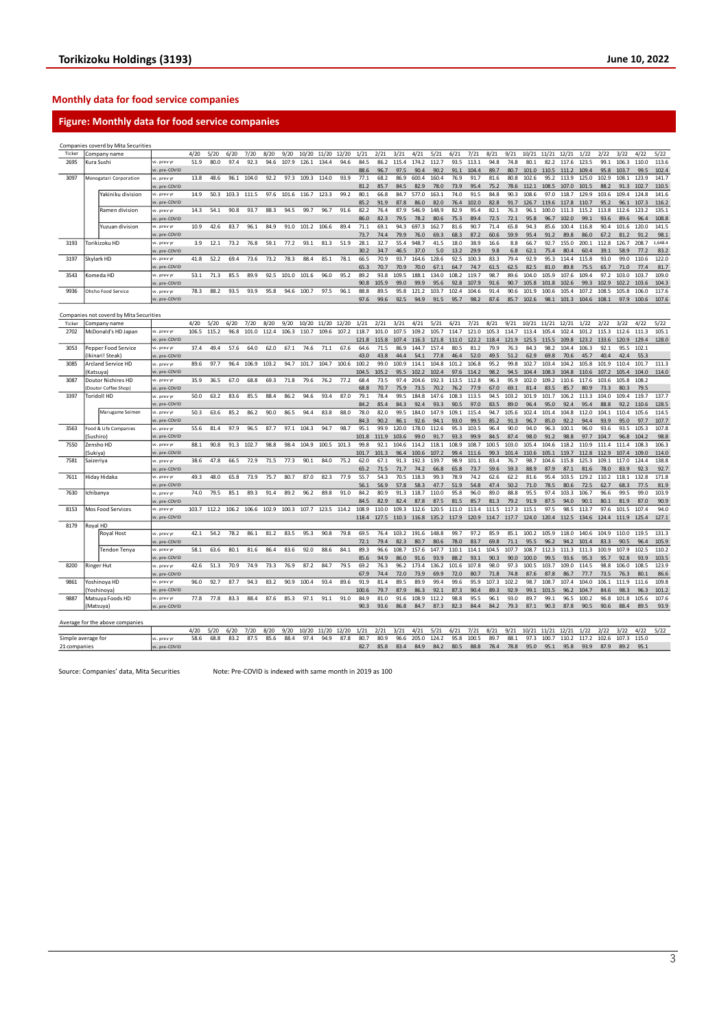## Monthly data for food service companies

### Figure: Monthly data for food service companies

Companies coverd by Mita Securities

| Ticker | Company name | | | 4/20 | 5/20 | 6/20 | 7/20 | 8/20 | 9/20 | 10/20 | 11/20 | 12/20 | 1/21 | 2/21 | 3/21 | 4/21 | 5/21 | 6/21 | 7/21 | 8/21 | 9/21 | 10/21 | 11/21 | 12/21 | 1/22 | 2/22 | 3/22 | 4/22 | 5/22 |
|---|---|---|---|---|---|---|---|---|---|---|---|---|---|---|---|---|---|---|---|---|---|---|---|---|---|---|---|---|---|
| 2695 | Kura Sushi | | vs. prev yr | 51.9 | 80.0 | 97.4 | 92.3 | 94.6 | 107.9 | 126.1 | 134.4 | 94.6 | 84.5 | 86.2 | 115.4 | 174.2 | 112.7 | 93.5 | 113.1 | 94.8 | 74.8 | 80.1 | 82.2 | 117.6 | 123.5 | 99.1 | 106.3 | 110.0 | 113.6 |
| | | | vs. pre-COVID | | | | | | | | | | 88.6 | 96.7 | 97.5 | 90.4 | 90.2 | 91.1 | 104.4 | 89.7 | 80.7 | 101.0 | 110.5 | 111.2 | 109.4 | 95.8 | 103.7 | 99.5 | 102.4 |
| 3097 | Monogatari Corporation | | vs. prev yr | 13.8 | 48.6 | 96.1 | 104.0 | 92.2 | 97.3 | 109.3 | 114.0 | 93.9 | 77.1 | 68.2 | 86.9 | 600.4 | 160.4 | 76.9 | 91.7 | 81.6 | 80.8 | 102.6 | 95.2 | 113.9 | 125.0 | 102.9 | 108.1 | 123.9 | 141.7 |
| | | | vs. pre-COVID | | | | | | | | | | 81.2 | 85.7 | 84.5 | 82.9 | 78.0 | 73.9 | 95.4 | 75.2 | 78.6 | 112.1 | 108.5 | 107.0 | 101.5 | 88.2 | 91.3 | 102.7 | 110.5 |
| | | Yakiniku division | vs. prev yr | 14.9 | 50.3 | 103.3 | 111.5 | 97.6 | 101.6 | 116.7 | 123.3 | 99.2 | 80.1 | 66.8 | 84.7 | 577.0 | 163.1 | 74.0 | 91.5 | 84.8 | 90.3 | 108.6 | 97.0 | 118.7 | 129.9 | 103.6 | 109.4 | 124.8 | 141.6 |
| | | | vs. pre-COVID | | | | | | | | | | 85.2 | 91.9 | 87.8 | 86.0 | 82.0 | 76.4 | 102.0 | 82.8 | 91.7 | 126.7 | 119.6 | 117.8 | 110.7 | 95.2 | 96.1 | 107.3 | 116.2 |
| | | Ramen division | vs. prev yr | 14.3 | 54.1 | 90.8 | 93.7 | 88.3 | 94.5 | 99.7 | 96.7 | 91.6 | 82.2 | 76.4 | 87.9 | 546.9 | 148.9 | 82.9 | 95.4 | 82.1 | 76.3 | 96.1 | 100.0 | 111.3 | 115.2 | 113.8 | 112.6 | 123.2 | 135.1 |
| | | | vs. pre-COVID | | | | | | | | | | 86.0 | 82.3 | 79.5 | 78.2 | 80.6 | 75.3 | 89.4 | 72.5 | 72.1 | 95.8 | 96.7 | 102.0 | 99.1 | 93.6 | 89.6 | 96.4 | 108.8 |
| | | Yuzuan division | vs. prev yr | 10.9 | 42.6 | 83.7 | 96.1 | 84.9 | 91.0 | 101.2 | 106.6 | 89.4 | 71.1 | 69.1 | 94.3 | 697.3 | 162.7 | 81.6 | 90.7 | 71.4 | 65.8 | 94.3 | 85.6 | 100.4 | 116.8 | 90.4 | 101.6 | 120.0 | 141.5 |
| | | | vs. pre-COVID | | | | | | | | | | 73.7 | 74.4 | 79.9 | 76.0 | 69.3 | 68.3 | 87.2 | 60.6 | 59.9 | 95.4 | 91.2 | 89.8 | 86.0 | 67.2 | 81.2 | 91.2 | 98.1 |
| 3193 | Torikizoku HD | | vs. prev yr | 3.9 | 12.1 | 73.2 | 76.8 | 59.1 | 77.2 | 93.1 | 81.3 | 51.9 | 28.1 | 32.7 | 55.4 | 948.7 | 41.5 | 18.0 | 38.9 | 16.6 | 8.8 | 66.7 | 92.7 | 155.0 | 200.1 | 112.8 | 126.7 | 208.7 | 1,648.4 |
| | | | vs. pre-COVID | | | | | | | | | | 30.2 | 34.7 | 46.5 | 37.0 | 5.0 | 13.2 | 29.9 | 9.8 | 6.8 | 62.1 | 75.4 | 80.4 | 60.4 | 39.1 | 58.9 | 77.2 | 83.2 |
| 3197 | Skylark HD | | vs. prev yr | 41.8 | 52.2 | 69.4 | 73.6 | 73.2 | 78.3 | 88.4 | 85.1 | 78.1 | 66.5 | 70.9 | 93.7 | 164.6 | 128.6 | 92.5 | 100.3 | 83.3 | 79.4 | 92.9 | 95.3 | 114.4 | 115.8 | 93.0 | 99.0 | 110.6 | 122.0 |
| | | | vs. pre-COVID | | | | | | | | | | 65.3 | 70.7 | 70.9 | 70.0 | 67.1 | 64.7 | 74.7 | 61.5 | 62.5 | 82.5 | 81.0 | 89.8 | 75.5 | 65.7 | 71.0 | 77.4 | 81.7 |
| 3543 | Komeda HD | | vs. prev yr | 53.1 | 71.3 | 85.5 | 89.9 | 92.5 | 101.0 | 101.6 | 96.0 | 95.2 | 89.2 | 93.8 | 109.5 | 188.1 | 134.0 | 108.2 | 119.7 | 98.7 | 89.6 | 104.0 | 105.9 | 107.6 | 109.4 | 97.2 | 103.0 | 103.7 | 109.0 |
| | | | vs. pre-COVID | | | | | | | | | | 90.8 | 105.9 | 99.0 | 99.9 | 95.6 | 92.8 | 107.9 | 91.6 | 90.7 | 105.8 | 101.8 | 102.6 | 99.3 | 102.9 | 102.2 | 103.6 | 104.3 |
| 9936 | Ohsho Food Service | | vs. prev yr | 78.3 | 88.2 | 93.5 | 93.9 | 95.8 | 94.6 | 100.7 | 97.5 | 96.1 | 88.8 | 89.5 | 95.8 | 121.2 | 103.7 | 102.4 | 104.6 | 91.4 | 90.6 | 101.9 | 100.6 | 105.4 | 107.2 | 108.5 | 105.8 | 106.0 | 117.6 |
| | | | vs. pre-COVID | | | | | | | | | | 97.6 | 99.6 | 92.5 | 94.9 | 91.5 | 95.7 | 98.2 | 87.6 | 85.7 | 102.6 | 98.1 | 101.3 | 104.6 | 108.1 | 97.9 | 100.6 | 107.6 |

Companies not coverd by Mita Securities

| Ticker | Company name | | | 4/20 | 5/20 | 6/20 | 7/20 | 8/20 | 9/20 | 10/20 | 11/20 | 12/20 | 1/21 | 2/21 | 3/21 | 4/21 | 5/21 | 6/21 | 7/21 | 8/21 | 9/21 | 10/21 | 11/21 | 12/21 | 1/22 | 2/22 | 3/22 | 4/22 | 5/22 |
|---|---|---|---|---|---|---|---|---|---|---|---|---|---|---|---|---|---|---|---|---|---|---|---|---|---|---|---|---|---|
| 2702 | McDonald's HD Japan | | vs. prev yr | 106.5 | 115.2 | 96.8 | 101.0 | 112.4 | 106.3 | 110.7 | 109.6 | 107.2 | 118.7 | 101.0 | 107.5 | 109.2 | 105.7 | 114.7 | 121.0 | 105.3 | 114.7 | 113.4 | 105.4 | 102.4 | 101.2 | 115.3 | 112.6 | 111.3 | 105.1 |
| | | | vs. pre-COVID | | | | | | | | | | 121.8 | 115.8 | 107.4 | 116.3 | 121.8 | 111.0 | 122.2 | 118.4 | 121.9 | 125.5 | 115.5 | 109.8 | 123.2 | 133.6 | 120.9 | 129.4 | 128.0 |
| 3053 | Pepper Food Service (Ikinari! Steak) | | vs. prev yr | 37.4 | 49.4 | 57.6 | 64.0 | 62.0 | 67.1 | 74.6 | 71.1 | 67.6 | 64.6 | 71.5 | 86.9 | 144.7 | 157.4 | 80.5 | 81.2 | 79.9 | 76.3 | 84.3 | 98.2 | 104.4 | 106.3 | 92.1 | 95.5 | 102.1 | |
| | | | vs. pre-COVID | | | | | | | | | | 43.0 | 43.8 | 44.4 | 54.1 | 77.8 | 46.4 | 52.0 | 49.5 | 51.2 | 62.9 | 69.8 | 70.6 | 45.7 | 40.4 | 42.4 | 55.3 | |
| 3085 | Arcland Service HD (Katsuya) | | vs. prev yr | 89.6 | 97.7 | 96.4 | 106.9 | 103.2 | 94.7 | 101.7 | 104.7 | 100.6 | 100.2 | 99.0 | 100.9 | 114.1 | 104.8 | 101.2 | 106.8 | 95.2 | 99.8 | 102.7 | 103.4 | 104.2 | 105.8 | 101.9 | 110.4 | 101.7 | 111.3 |
| | | | vs. pre-COVID | | | | | | | | | | 104.5 | 105.2 | 95.5 | 102.2 | 102.4 | 97.6 | 114.2 | 98.2 | 94.5 | 104.4 | 108.3 | 104.8 | 110.6 | 107.2 | 105.4 | 104.0 | 114.0 |
| 3087 | Doutor Nichires HD (Doutor Coffee Shop) | | vs. prev yr | 35.9 | 36.5 | 67.0 | 68.8 | 69.3 | 71.8 | 79.6 | 76.2 | 77.2 | 68.4 | 73.5 | 97.4 | 204.6 | 192.3 | 113.5 | 112.8 | 96.3 | 95.9 | 102.0 | 109.2 | 110.6 | 117.6 | 103.6 | 105.8 | 108.2 | |
| | | | vs. pre-COVID | | | | | | | | | | 68.8 | 70.7 | 75.9 | 73.5 | 70.2 | 76.2 | 77.9 | 67.0 | 69.1 | 81.4 | 83.5 | 85.7 | 80.9 | 73.3 | 80.3 | 79.5 | |
| 3397 | Toridoll HD | | vs. prev yr | 50.0 | 63.2 | 83.6 | 85.5 | 88.4 | 86.2 | 94.6 | 93.4 | 87.0 | 79.1 | 78.4 | 99.5 | 184.8 | 147.6 | 108.3 | 113.5 | 94.5 | 103.2 | 101.9 | 101.7 | 106.2 | 113.3 | 104.0 | 109.4 | 119.7 | 137.7 |
| | | | vs. pre-COVID | | | | | | | | | | 84.2 | 85.4 | 84.3 | 92.4 | 93.3 | 90.5 | 97.0 | 83.5 | 89.0 | 96.4 | 95.0 | 92.4 | 95.4 | 88.8 | 92.2 | 110.6 | 128.5 |
| | | Marugame Seimen | vs. prev yr | 50.3 | 63.6 | 85.2 | 86.2 | 90.0 | 86.5 | 94.4 | 83.8 | 88.0 | 78.0 | 82.0 | 99.5 | 184.0 | 147.9 | 109.1 | 115.4 | 94.7 | 105.6 | 102.4 | 101.4 | 104.8 | 112.0 | 104.1 | 110.4 | 105.6 | 114.5 |
| | | | vs. pre-COVID | | | | | | | | | | 84.3 | 90.2 | 86.1 | 92.6 | 94.1 | 93.0 | 99.5 | 85.2 | 91.3 | 96.7 | 85.0 | 92.2 | 94.4 | 93.9 | 95.0 | 97.7 | 107.7 |
| 3563 | Food & Life Companies (Sushiro) | | vs. prev yr | 55.6 | 81.4 | 97.9 | 96.5 | 87.7 | 97.1 | 104.3 | 94.7 | 98.7 | 95.1 | 99.9 | 120.0 | 178.0 | 112.6 | 95.3 | 103.5 | 96.4 | 90.0 | 94.0 | 96.3 | 100.1 | 96.0 | 93.6 | 93.5 | 105.3 | 107.8 |
| | | | vs. pre-COVID | | | | | | | | | | 101.8 | 111.9 | 103.6 | 99.0 | 91.7 | 93.3 | 99.9 | 84.5 | 87.4 | 98.0 | 91.2 | 98.8 | 97.7 | 104.7 | 96.8 | 104.2 | 98.8 |
| 7550 | Zensho HD (Sukiya) | | vs. prev yr | 88.1 | 90.8 | 91.3 | 102.7 | 98.8 | 98.4 | 104.9 | 100.5 | 101.3 | 99.8 | 92.1 | 104.6 | 114.2 | 118.1 | 108.9 | 108.7 | 100.5 | 103.0 | 105.4 | 104.6 | 118.2 | 110.9 | 111.4 | 111.4 | 108.3 | 106.3 |
| | | | vs. pre-COVID | | | | | | | | | | 101.7 | 101.3 | 96.4 | 100.6 | 107.2 | 99.4 | 111.6 | 99.3 | 101.4 | 110.6 | 105.1 | 119.7 | 112.8 | 112.9 | 107.4 | 109.0 | 114.0 |
| 7581 | Saizeriya | | vs. prev yr | 38.6 | 47.8 | 66.5 | 72.9 | 71.5 | 77.3 | 90.1 | 84.0 | 75.2 | 62.0 | 67.1 | 91.3 | 192.3 | 139.7 | 98.9 | 101.1 | 83.4 | 76.7 | 98.7 | 104.6 | 115.8 | 125.3 | 109.1 | 117.0 | 124.4 | 138.8 |
| | | | vs. pre-COVID | | | | | | | | | | 65.2 | 71.5 | 71.7 | 74.2 | 66.8 | 65.8 | 73.7 | 59.6 | 59.3 | 88.9 | 87.9 | 87.1 | 81.6 | 78.0 | 83.9 | 92.3 | 92.7 |
| 7611 | Hiday Hidaka | | vs. prev yr | 49.3 | 48.0 | 65.8 | 73.9 | 75.7 | 80.7 | 87.0 | 82.3 | 77.9 | 55.7 | 54.3 | 70.5 | 118.3 | 99.3 | 78.9 | 74.2 | 62.6 | 62.2 | 81.6 | 95.4 | 103.5 | 129.2 | 110.2 | 118.1 | 132.8 | 171.8 |
| | | | vs. pre-COVID | | | | | | | | | | 56.1 | 56.9 | 57.8 | 58.3 | 47.7 | 51.9 | 54.8 | 47.4 | 50.2 | 71.0 | 78.5 | 80.6 | 72.5 | 62.7 | 68.3 | 77.5 | 81.9 |
| 7630 | Ichibanya | | vs. prev yr | 74.0 | 79.5 | 85.1 | 89.3 | 91.4 | 89.2 | 96.2 | 89.8 | 91.0 | 84.2 | 80.9 | 91.3 | 118.7 | 110.0 | 95.8 | 96.0 | 89.0 | 88.8 | 95.5 | 97.4 | 103.3 | 106.7 | 96.6 | 99.5 | 99.0 | 103.9 |
| | | | vs. pre-COVID | | | | | | | | | | 84.5 | 82.9 | 82.4 | 87.8 | 87.5 | 81.5 | 85.7 | 81.3 | 79.2 | 91.9 | 87.5 | 94.0 | 90.1 | 80.1 | 81.9 | 87.0 | 90.9 |
| 8153 | Mos Food Services | | vs. prev yr | 103.7 | 112.2 | 106.2 | 106.6 | 102.9 | 100.3 | 107.7 | 123.5 | 114.2 | 108.9 | 110.0 | 109.3 | 112.6 | 120.5 | 111.0 | 113.4 | 111.5 | 117.3 | 115.1 | 97.5 | 98.5 | 113.7 | 97.6 | 101.5 | 107.4 | 94.0 |
| | | | vs. pre-COVID | | | | | | | | | | 118.4 | 127.5 | 110.3 | 116.8 | 135.2 | 117.9 | 120.9 | 114.7 | 117.7 | 124.0 | 120.4 | 112.5 | 134.6 | 124.4 | 111.9 | 125.4 | 127.1 |
| 8179 | Royal HD | | | | | | | | | | | | | | | | | | | | | | | | | | | | |
| | | Royal Host | vs. prev yr | 42.1 | 54.2 | 78.2 | 86.1 | 81.2 | 83.5 | 95.3 | 90.8 | 79.8 | 69.5 | 76.4 | 103.2 | 191.6 | 148.8 | 99.7 | 97.2 | 85.9 | 85.1 | 100.2 | 105.9 | 118.0 | 140.6 | 104.9 | 110.0 | 119.5 | 131.3 |
| | | | vs. pre-COVID | | | | | | | | | | 72.1 | 79.4 | 82.3 | 80.7 | 80.6 | 78.0 | 83.7 | 69.8 | 71.1 | 95.5 | 96.2 | 94.2 | 101.4 | 83.3 | 90.5 | 96.4 | 105.9 |
| | | Tendon Tenya | vs. prev yr | 58.1 | 63.6 | 80.1 | 81.6 | 86.4 | 83.6 | 92.0 | 88.6 | 84.1 | 89.3 | 96.6 | 108.7 | 157.6 | 147.7 | 110.1 | 114.1 | 104.5 | 107.7 | 108.7 | 112.3 | 111.3 | 111.3 | 100.9 | 107.9 | 102.5 | 110.2 |
| | | | vs. pre-COVID | | | | | | | | | | 85.6 | 94.9 | 86.0 | 91.6 | 93.9 | 88.2 | 93.1 | 90.3 | 90.0 | 100.0 | 99.5 | 93.6 | 95.3 | 95.7 | 92.8 | 93.9 | 103.5 |
| 8200 | Ringer Hut | | vs. prev yr | 42.6 | 51.3 | 70.9 | 74.9 | 73.3 | 76.9 | 87.2 | 84.7 | 79.5 | 69.2 | 76.3 | 96.2 | 173.4 | 136.2 | 101.6 | 107.8 | 98.0 | 97.3 | 100.5 | 103.7 | 109.0 | 114.5 | 98.8 | 106.0 | 108.5 | 123.9 |
| | | | vs. pre-COVID | | | | | | | | | | 67.9 | 74.4 | 72.0 | 73.9 | 69.9 | 72.0 | 80.7 | 71.8 | 74.8 | 87.6 | 87.8 | 86.7 | 77.7 | 73.5 | 76.3 | 80.1 | 86.6 |
| 9861 | Yoshinoya HD (Yoshinoya) | | vs. prev yr | 96.0 | 92.7 | 87.7 | 94.3 | 83.2 | 90.9 | 100.4 | 93.4 | 89.6 | 91.9 | 81.4 | 89.5 | 89.9 | 99.4 | 99.6 | 95.9 | 107.3 | 102.2 | 98.7 | 108.7 | 107.4 | 104.0 | 106.1 | 111.9 | 111.6 | 109.8 |
| | | | vs. pre-COVID | | | | | | | | | | 100.6 | 79.7 | 87.9 | 86.3 | 92.1 | 87.3 | 90.4 | 89.3 | 92.9 | 99.1 | 101.5 | 96.2 | 104.7 | 84.6 | 98.3 | 96.3 | 101.2 |
| 9887 | Matsuya Foods HD (Matsuya) | | vs. prev yr | 77.8 | 77.8 | 83.3 | 88.4 | 87.6 | 85.3 | 97.1 | 91.1 | 91.0 | 84.9 | 81.0 | 91.6 | 108.9 | 112.2 | 98.8 | 95.5 | 96.1 | 93.0 | 89.7 | 99.1 | 96.5 | 100.2 | 96.8 | 101.8 | 105.6 | 107.6 |
| | | | vs. pre-COVID | | | | | | | | | | 90.3 | 93.6 | 86.8 | 84.7 | 87.3 | 82.3 | 84.4 | 84.2 | 79.3 | 87.1 | 90.3 | 87.8 | 90.5 | 90.6 | 88.4 | 89.5 | 93.9 |

Average for the above companies

| | | 4/20 | 5/20 | 6/20 | 7/20 | 8/20 | 9/20 | 10/20 | 11/20 | 12/20 | 1/21 | 2/21 | 3/21 | 4/21 | 5/21 | 6/21 | 7/21 | 8/21 | 9/21 | 10/21 | 11/21 | 12/21 | 1/22 | 2/22 | 3/22 | 4/22 | 5/22 |
|---|---|---|---|---|---|---|---|---|---|---|---|---|---|---|---|---|---|---|---|---|---|---|---|---|---|---|---|
| Simple average for | vs. prev yr | 58.6 | 68.8 | 83.2 | 87.5 | 85.6 | 88.4 | 97.4 | 94.9 | 87.8 | 80.7 | 80.9 | 96.6 | 205.0 | 124.2 | 95.8 | 100.5 | 89.7 | 88.1 | 97.3 | 100.7 | 110.2 | 117.2 | 102.6 | 107.3 | 115.0 | |
| 21 companies | vs. pre-COVID | | | | | | | | | | 82.7 | 85.8 | 83.4 | 84.9 | 84.2 | 80.5 | 88.8 | 78.4 | 78.8 | 95.0 | 95.1 | 95.8 | 93.9 | 87.9 | 89.2 | 95.1 | |

Source: Companies' data, Mita Securities

Note: Pre-COVID is indexed with same month in 2019 as 100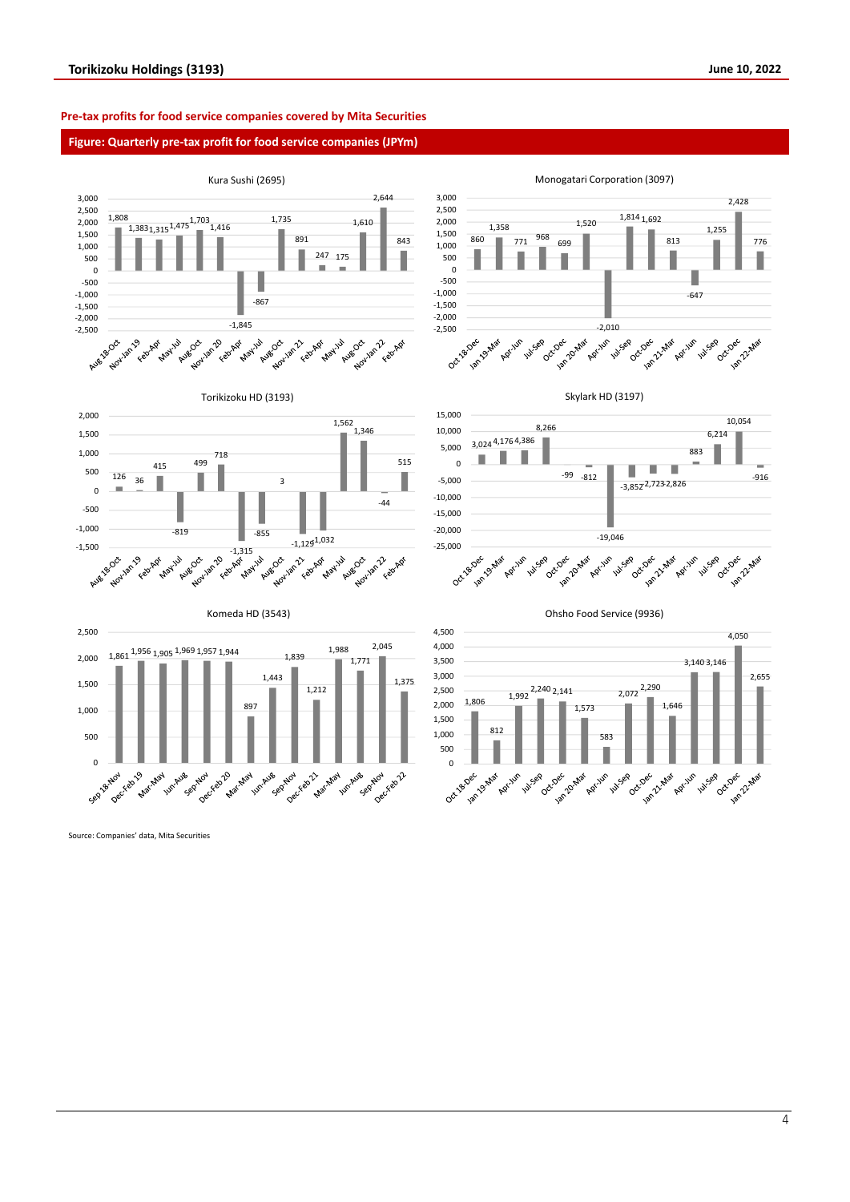**Pre-tax profits for food service companies covered by Mita Securities**

**Figure: Quarterly pre-tax profit for food service companies (JPYm)**

Kura Sushi (2695)

| Period | Pre-tax profit |
|---|---|
| Aug 18-Oct | 1,808 |
| Nov-Jan 19 | 1,383 |
| Feb-Apr | 1,315 |
| May-Jul | 1,475 |
| Aug-Oct | 1,703 |
| Nov-Jan 20 | 1,416 |
| Feb-Apr | -1,845 |
| May-Jul | -867 |
| Aug-Oct | 1,735 |
| Nov-Jan 21 | 891 |
| Feb-Apr | 247 |
| May-Jul | 175 |
| Aug-Oct | 1,610 |
| Nov-Jan 22 | 2,644 |
| Feb-Apr | 843 |

Monogatari Corporation (3097)

| Period | Pre-tax profit |
|---|---|
| Oct 18-Dec | 860 |
| Jan 19-Mar | 1,358 |
| Apr-Jun | 771 |
| Jul-Sep | 968 |
| Oct-Dec | 699 |
| Jan 20-Mar | 1,520 |
| Apr-Jun | -2,010 |
| Jul-Sep | 1,814 |
| Oct-Dec | 1,692 |
| Jan 21-Mar | 813 |
| Apr-Jun | -647 |
| Jul-Sep | 1,255 |
| Oct-Dec | 2,428 |
| Jan 22-Mar | 776 |

Torikizoku HD (3193)

| Period | Pre-tax profit |
|---|---|
| Aug 18-Oct | 126 |
| Nov-Jan 19 | 36 |
| Feb-Apr | 415 |
| May-Jul | -819 |
| Aug-Oct | 499 |
| Nov-Jan 20 | 718 |
| Feb-Apr | -1,315 |
| May-Jul | -855 |
| Aug-Oct | 3 |
| Nov-Jan 21 | -1,129 |
| Feb-Apr | -1,032 |
| May-Jul | 1,562 |
| Aug-Oct | 1,346 |
| Nov-Jan 22 | -44 |
| Feb-Apr | 515 |

Skylark HD (3197)

| Period | Pre-tax profit |
|---|---|
| Oct 18-Dec | 3,024 |
| Jan 19-Mar | 4,176 |
| Apr-Jun | 4,386 |
| Jul-Sep | 8,266 |
| Oct-Dec | -99 |
| Jan 20-Mar | -812 |
| Apr-Jun | -19,046 |
| Jul-Sep | -3,852 |
| Oct-Dec | -2,723 |
| Jan 21-Mar | -2,826 |
| Apr-Jun | 883 |
| Jul-Sep | 6,214 |
| Oct-Dec | 10,054 |
| Jan 22-Mar | -916 |

Komeda HD (3543)

| Period | Pre-tax profit |
|---|---|
| Sep 18-Nov | 1,861 |
| Dec-Feb 19 | 1,956 |
| Mar-May | 1,905 |
| Jun-Aug | 1,969 |
| Sep-Nov | 1,957 |
| Dec-Feb 20 | 1,944 |
| Mar-May | 897 |
| Jun-Aug | 1,443 |
| Sep-Nov | 1,839 |
| Dec-Feb 21 | 1,212 |
| Mar-May | 1,988 |
| Jun-Aug | 1,771 |
| Sep-Nov | 2,045 |
| Dec-Feb 22 | 1,375 |

Ohsho Food Service (9936)

| Period | Pre-tax profit |
|---|---|
| Oct 18-Dec | 1,806 |
| Jan 19-Mar | 812 |
| Apr-Jun | 1,992 |
| Jul-Sep | 2,240 |
| Oct-Dec | 2,141 |
| Jan 20-Mar | 1,573 |
| Apr-Jun | 583 |
| Jul-Sep | 2,072 |
| Oct-Dec | 2,290 |
| Jan 21-Mar | 1,646 |
| Apr-Jun | 3,140 |
| Jul-Sep | 3,146 |
| Oct-Dec | 4,050 |
| Jan 22-Mar | 2,655 |

Source: Companies' data, Mita Securities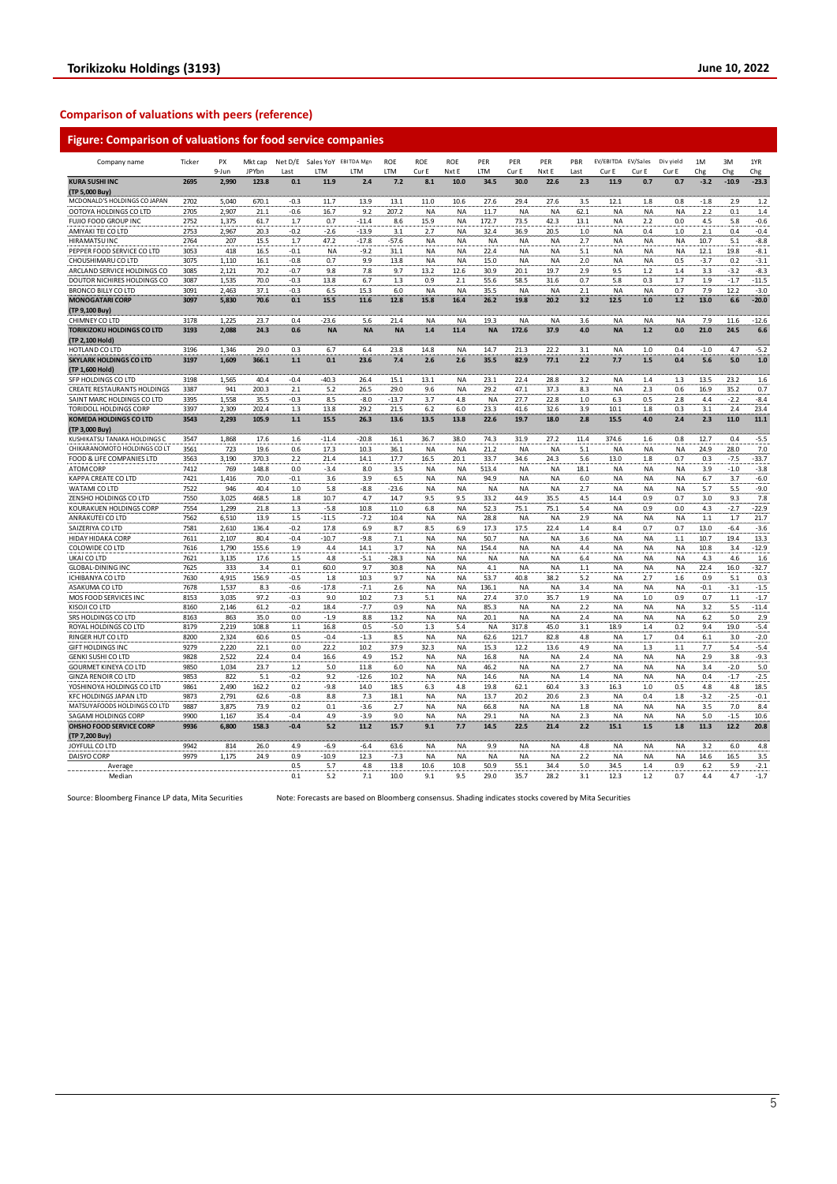## Comparison of valuations with peers (reference)

### Figure: Comparison of valuations for food service companies

| Company name | Ticker | PX 9-Jun | Mkt cap JPYbn | Net D/E Last | Sales YoY LTM | EBITDA Mgn LTM | ROE LTM | ROE Cur E | ROE Nxt E | PER LTM | PER Cur E | PER Nxt E | PBR Last | EV/EBITDA Cur E | EV/Sales Cur E | Div yield Cur E | 1M Chg | 3M Chg | 1YR Chg |
|---|---|---|---|---|---|---|---|---|---|---|---|---|---|---|---|---|---|---|---|
| **KURA SUSHI INC (TP 5,000 Buy)** | **2695** | **2,990** | **123.8** | **0.1** | **11.9** | **2.4** | **7.2** | **8.1** | **10.0** | **34.5** | **30.0** | **22.6** | **2.3** | **11.9** | **0.7** | **0.7** | **-3.2** | **-10.9** | **-23.3** |
| MCDONALD'S HOLDINGS CO JAPAN | 2702 | 5,040 | 670.1 | -0.3 | 11.7 | 13.9 | 13.1 | 11.0 | 10.6 | 27.6 | 29.4 | 27.6 | 3.5 | 12.1 | 1.8 | 0.8 | -1.8 | 2.9 | 1.2 |
| OOTOYA HOLDINGS CO LTD | 2705 | 2,907 | 21.1 | -0.6 | 16.7 | 9.2 | 207.2 | NA | NA | 11.7 | NA | NA | 62.1 | NA | NA | NA | 2.2 | 0.1 | 1.4 |
| FUJIO FOOD GROUP INC | 2752 | 1,375 | 61.7 | 1.7 | 0.7 | -11.4 | 8.6 | 15.9 | NA | 172.7 | 73.5 | 42.3 | 13.1 | NA | 2.2 | 0.0 | 4.5 | 5.8 | -0.6 |
| AMIYAKI TEI CO LTD | 2753 | 2,967 | 20.3 | -0.2 | -2.6 | -13.9 | 3.1 | 2.7 | NA | 32.4 | 36.9 | 20.5 | 1.0 | NA | 0.4 | 1.0 | 2.1 | 0.4 | -0.4 |
| HIRAMATSU INC | 2764 | 207 | 15.5 | 1.7 | 47.2 | -17.8 | -57.6 | NA | NA | NA | NA | NA | 2.7 | NA | NA | NA | 10.7 | 5.1 | -8.8 |
| PEPPER FOOD SERVICE CO LTD | 3053 | 418 | 16.5 | -0.1 | NA | -9.2 | 31.1 | NA | NA | 22.4 | NA | NA | 5.1 | NA | NA | NA | 12.1 | 19.8 | -8.1 |
| CHOUSHIMARU CO LTD | 3075 | 1,110 | 16.1 | -0.8 | 0.7 | 9.9 | 13.8 | NA | NA | 15.0 | NA | NA | 2.0 | NA | NA | 0.5 | -3.7 | 0.2 | -3.1 |
| ARCLAND SERVICE HOLDINGS CO | 3085 | 2,121 | 70.2 | -0.7 | 9.8 | 7.8 | 9.7 | 13.2 | 12.6 | 30.9 | 20.1 | 19.7 | 2.9 | 9.5 | 1.2 | 1.4 | 3.3 | -3.2 | -8.3 |
| DOUTOR NICHIRES HOLDINGS CO | 3087 | 1,535 | 70.0 | -0.3 | 13.8 | 6.7 | 1.3 | 0.9 | 2.1 | 55.6 | 58.5 | 31.6 | 0.7 | 5.8 | 0.3 | 1.7 | 1.9 | -1.7 | -11.5 |
| BRONCO BILLY CO LTD | 3091 | 2,463 | 37.1 | -0.3 | 6.5 | 15.3 | 6.0 | NA | NA | 35.5 | NA | NA | 2.1 | NA | NA | 0.7 | 7.9 | 12.2 | -3.0 |
| **MONOGATARI CORP (TP 9,100 Buy)** | **3097** | **5,830** | **70.6** | **0.1** | **15.5** | **11.6** | **12.8** | **15.8** | **16.4** | **26.2** | **19.8** | **20.2** | **3.2** | **12.5** | **1.0** | **1.2** | **13.0** | **6.6** | **-20.0** |
| CHIMNEY CO LTD | 3178 | 1,225 | 23.7 | 0.4 | -23.6 | 5.6 | 21.4 | NA | NA | 19.3 | NA | NA | 3.6 | NA | NA | NA | 7.9 | 11.6 | -12.6 |
| **TORIKIZOKU HOLDINGS CO LTD (TP 2,100 Hold)** | **3193** | **2,088** | **24.3** | **0.6** | **NA** | **NA** | **NA** | **1.4** | **11.4** | **NA** | **172.6** | **37.9** | **4.0** | **NA** | **1.2** | **0.0** | **21.0** | **24.5** | **6.6** |
| HOTLAND CO LTD | 3196 | 1,346 | 29.0 | 0.3 | 6.7 | 6.4 | 23.8 | 14.8 | NA | 14.7 | 21.3 | 22.2 | 3.1 | NA | 1.0 | 0.4 | -1.0 | 4.7 | -5.2 |
| **SKYLARK HOLDINGS CO LTD (TP 1,600 Hold)** | **3197** | **1,609** | **366.1** | **1.1** | **0.1** | **23.6** | **7.4** | **2.6** | **2.6** | **35.5** | **82.9** | **77.1** | **2.2** | **7.7** | **1.5** | **0.4** | **5.6** | **5.0** | **1.0** |
| SFP HOLDINGS CO LTD | 3198 | 1,565 | 40.4 | -0.4 | -40.3 | 26.4 | 15.1 | 13.1 | NA | 23.1 | 22.4 | 28.8 | 3.2 | NA | 1.4 | 1.3 | 13.5 | 23.2 | 1.6 |
| CREATE RESTAURANTS HOLDINGS | 3387 | 941 | 200.3 | 2.1 | 5.2 | 26.5 | 29.0 | 9.6 | NA | 29.2 | 47.1 | 37.3 | 8.3 | NA | 2.3 | 0.6 | 16.9 | 35.2 | 0.7 |
| SAINT MARC HOLDINGS CO LTD | 3395 | 1,558 | 35.5 | -0.3 | 8.5 | -8.0 | -13.7 | 3.7 | 4.8 | NA | 27.7 | 22.8 | 1.0 | 6.3 | 0.5 | 2.8 | 4.4 | -2.2 | -8.4 |
| TORIDOLL HOLDINGS CORP | 3397 | 2,309 | 202.4 | 1.3 | 13.8 | 29.2 | 21.5 | 6.2 | 6.0 | 23.3 | 41.6 | 32.6 | 3.9 | 10.1 | 1.8 | 0.3 | 3.1 | 2.4 | 23.4 |
| **KOMEDA HOLDINGS CO LTD (TP 3,000 Buy)** | **3543** | **2,293** | **105.9** | **1.1** | **15.5** | **26.3** | **13.6** | **13.5** | **13.8** | **22.6** | **19.7** | **18.0** | **2.8** | **15.5** | **4.0** | **2.4** | **2.3** | **11.0** | **11.1** |
| KUSHIKATSU TANAKA HOLDINGS C | 3547 | 1,868 | 17.6 | 1.6 | -11.4 | -20.8 | 16.1 | 36.7 | 38.0 | 74.3 | 31.9 | 27.2 | 11.4 | 374.6 | 1.6 | 0.8 | 12.7 | 0.4 | -5.5 |
| CHIKARANOMOTO HOLDINGS CO LT | 3561 | 723 | 19.6 | 0.6 | 17.3 | 10.3 | 36.1 | NA | NA | 21.2 | NA | NA | 5.1 | NA | NA | NA | 24.9 | 28.0 | 7.0 |
| FOOD & LIFE COMPANIES LTD | 3563 | 3,190 | 370.3 | 2.2 | 21.4 | 14.1 | 17.7 | 16.5 | 20.1 | 33.7 | 34.6 | 24.3 | 5.6 | 13.0 | 1.8 | 0.7 | 0.3 | -7.5 | -33.7 |
| ATOM CORP | 7412 | 769 | 148.8 | 0.0 | -3.4 | 8.0 | 3.5 | NA | NA | 513.4 | NA | NA | 18.1 | NA | NA | NA | 3.9 | -1.0 | -3.8 |
| KAPPA CREATE CO LTD | 7421 | 1,416 | 70.0 | -0.1 | 3.6 | 3.9 | 6.5 | NA | NA | 94.9 | NA | NA | 6.0 | NA | NA | NA | 6.7 | 3.7 | -6.0 |
| WATAMI CO LTD | 7522 | 946 | 40.4 | 1.0 | 5.8 | -8.8 | -23.6 | NA | NA | NA | NA | NA | 2.7 | NA | NA | NA | 5.7 | 5.5 | -9.0 |
| ZENSHO HOLDINGS CO LTD | 7550 | 3,025 | 468.5 | 1.8 | 10.7 | 4.7 | 14.7 | 9.5 | 9.5 | 33.2 | 44.9 | 35.5 | 4.5 | 14.4 | 0.9 | 0.7 | 3.0 | 9.3 | 7.8 |
| KOURAKUEN HOLDINGS CORP | 7554 | 1,299 | 21.8 | 1.3 | -5.8 | 10.8 | 11.0 | 6.8 | NA | 52.3 | 75.1 | 75.1 | 5.4 | NA | 0.9 | 0.0 | 4.3 | -2.7 | -22.9 |
| ANRAKUTEI CO LTD | 7562 | 6,510 | 13.9 | 1.5 | -11.5 | -7.2 | 10.4 | NA | NA | 28.8 | NA | NA | 2.9 | NA | NA | NA | 1.1 | 1.7 | 21.7 |
| SAIZERIYA CO LTD | 7581 | 2,610 | 136.4 | -0.2 | 17.8 | 6.9 | 8.7 | 8.5 | 6.9 | 17.3 | 17.5 | 22.4 | 1.4 | 8.4 | 0.7 | 0.7 | 13.0 | -6.4 | -3.6 |
| HIDAY HIDAKA CORP | 7611 | 2,107 | 80.4 | -0.4 | -10.7 | -9.8 | 7.1 | NA | NA | 50.7 | NA | NA | 3.6 | NA | NA | 1.1 | 10.7 | 19.4 | 13.3 |
| COLOWIDE CO LTD | 7616 | 1,790 | 155.6 | 1.9 | 4.4 | 14.1 | 3.7 | NA | NA | 154.4 | NA | NA | 4.4 | NA | NA | NA | 10.8 | 3.4 | -12.9 |
| UKAI CO LTD | 7621 | 3,135 | 17.6 | 1.5 | 4.8 | -5.1 | -28.3 | NA | NA | NA | NA | NA | 6.4 | NA | NA | NA | 4.3 | 4.6 | 1.6 |
| GLOBAL-DINING INC | 7625 | 333 | 3.4 | 0.1 | 60.0 | 9.7 | 30.8 | NA | NA | 4.1 | NA | NA | 1.1 | NA | NA | NA | 22.4 | 16.0 | -32.7 |
| ICHIBANYA CO LTD | 7630 | 4,915 | 156.9 | -0.5 | 1.8 | 10.3 | 9.7 | NA | NA | 53.7 | 40.8 | 38.2 | 5.2 | NA | 2.7 | 1.6 | 0.9 | 5.1 | 0.3 |
| ASAKUMA CO LTD | 7678 | 1,537 | 8.3 | -0.6 | -17.8 | -7.1 | 2.6 | NA | NA | 136.1 | NA | NA | 3.4 | NA | NA | NA | -0.1 | -3.1 | -1.5 |
| MOS FOOD SERVICES INC | 8153 | 3,035 | 97.2 | -0.3 | 9.0 | 10.2 | 7.3 | 5.1 | NA | 27.4 | 37.0 | 35.7 | 1.9 | NA | 1.0 | 0.9 | 0.7 | 1.1 | -1.7 |
| KISOJI CO LTD | 8160 | 2,146 | 61.2 | -0.2 | 18.4 | -7.7 | 0.9 | NA | NA | 85.3 | NA | NA | 2.2 | NA | NA | NA | 3.2 | 5.5 | -11.4 |
| SRS HOLDINGS CO LTD | 8163 | 863 | 35.0 | 0.0 | -1.9 | 8.8 | 13.2 | NA | NA | 20.1 | NA | NA | 2.4 | NA | NA | NA | 6.2 | 5.0 | 2.9 |
| ROYAL HOLDINGS CO LTD | 8179 | 2,219 | 108.8 | 1.1 | 16.8 | 0.5 | -5.0 | 1.3 | 5.4 | NA | 317.8 | 45.0 | 3.1 | 18.9 | 1.4 | 0.2 | 9.4 | 19.0 | -5.4 |
| RINGER HUT CO LTD | 8200 | 2,324 | 60.6 | 0.5 | -0.4 | -1.3 | 8.5 | NA | NA | 62.6 | 121.7 | 82.8 | 4.8 | NA | 1.7 | 0.4 | 6.1 | 3.0 | -2.0 |
| GIFT HOLDINGS INC | 9279 | 2,220 | 22.1 | 0.0 | 22.2 | 10.2 | 37.9 | 32.3 | NA | 15.3 | 12.2 | 13.6 | 4.9 | NA | 1.3 | 1.1 | 7.7 | 5.4 | -5.4 |
| GENKI SUSHI CO LTD | 9828 | 2,522 | 22.4 | 0.4 | 16.6 | 4.9 | 15.2 | NA | NA | 16.8 | NA | NA | 2.4 | NA | NA | NA | 2.9 | 3.8 | -9.3 |
| GOURMET KINEYA CO LTD | 9850 | 1,034 | 23.7 | 1.2 | 5.0 | 11.8 | 6.0 | NA | NA | 46.2 | NA | NA | 2.7 | NA | NA | NA | 3.4 | -2.0 | 5.0 |
| GINZA RENOIR CO LTD | 9853 | 822 | 5.1 | -0.2 | 9.2 | -12.6 | 10.2 | NA | NA | 14.6 | NA | NA | 1.4 | NA | NA | NA | 0.4 | -1.7 | -2.5 |
| YOSHINOYA HOLDINGS CO LTD | 9861 | 2,490 | 162.2 | 0.2 | -9.8 | 14.0 | 18.5 | 6.3 | 4.8 | 19.8 | 62.1 | 60.4 | 3.3 | 16.3 | 1.0 | 0.5 | 4.8 | 4.8 | 18.5 |
| KFC HOLDINGS JAPAN LTD | 9873 | 2,791 | 62.6 | -0.8 | 8.8 | 7.3 | 18.1 | NA | NA | 13.7 | 20.2 | 20.6 | 2.3 | NA | 0.4 | 1.8 | -3.2 | -2.5 | -0.1 |
| MATSUYAFOODS HOLDINGS CO LTD | 9887 | 3,875 | 73.9 | 0.2 | 0.1 | -3.6 | 2.7 | NA | NA | 66.8 | NA | NA | 1.8 | NA | NA | NA | 3.5 | 7.0 | 8.4 |
| SAGAMI HOLDINGS CORP | 9900 | 1,167 | 35.4 | -0.4 | 4.9 | -3.9 | 9.0 | NA | NA | 29.1 | NA | NA | 2.3 | NA | NA | NA | 5.0 | -1.5 | 10.6 |
| **OHSHO FOOD SERVICE CORP (TP 7,200 Buy)** | **9936** | **6,800** | **158.3** | **-0.4** | **5.2** | **11.2** | **15.7** | **9.1** | **7.7** | **14.5** | **22.5** | **21.4** | **2.2** | **15.1** | **1.5** | **1.8** | **11.3** | **12.2** | **20.8** |
| JOYFULL CO LTD | 9942 | 814 | 26.0 | 4.9 | -6.9 | -6.4 | 63.6 | NA | NA | 9.9 | NA | NA | 4.8 | NA | NA | NA | 3.2 | 6.0 | 4.8 |
| DAISYO CORP | 9979 | 1,175 | 24.9 | 0.9 | -10.9 | 12.3 | -7.3 | NA | NA | NA | NA | NA | 2.2 | NA | NA | NA | 14.6 | 16.5 | 3.5 |
| Average | | | | 0.5 | 5.7 | 4.8 | 13.8 | 10.6 | 10.8 | 50.9 | 55.1 | 34.4 | 5.0 | 34.5 | 1.4 | 0.9 | 6.2 | 5.9 | -2.1 |
| Median | | | | 0.1 | 5.2 | 7.1 | 10.0 | 9.1 | 9.5 | 29.0 | 35.7 | 28.2 | 3.1 | 12.3 | 1.2 | 0.7 | 4.4 | 4.7 | -1.7 |

Source: Bloomberg Finance LP data, Mita Securities     Note: Forecasts are based on Bloomberg consensus. Shading indicates stocks covered by Mita Securities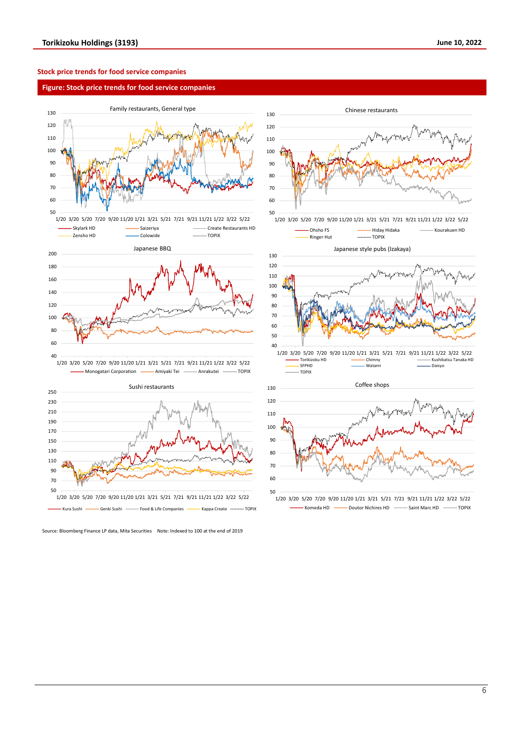## Stock price trends for food service companies

**Figure: Stock price trends for food service companies**

Family restaurants, General type

Skylark HD, Saizeriya, Create Restaurants HD, Zensho HD, Colowide, TOPIX

Chinese restaurants

Ohsho FS, Hiday Hidaka, Kourakuen HD, Ringer Hut, TOPIX

Japanese BBQ

Monogatari Corporation, Amiyaki Tei, Anrakutei, TOPIX

Japanese style pubs (Izakaya)

Torikizoku HD, Chimny, Kushikatsu Tanaka HD, SFPHD, Watami, Daisyo, TOPIX

Sushi restaurants

Kura Sushi, Genki Sushi, Food & Life Companies, Kappa Create, TOPIX

Coffee shops

Komeda HD, Doutor Nichires HD, Saint Marc HD, TOPIX

Source: Bloomberg Finance LP data, Mita Securities  Note: Indexed to 100 at the end of 2019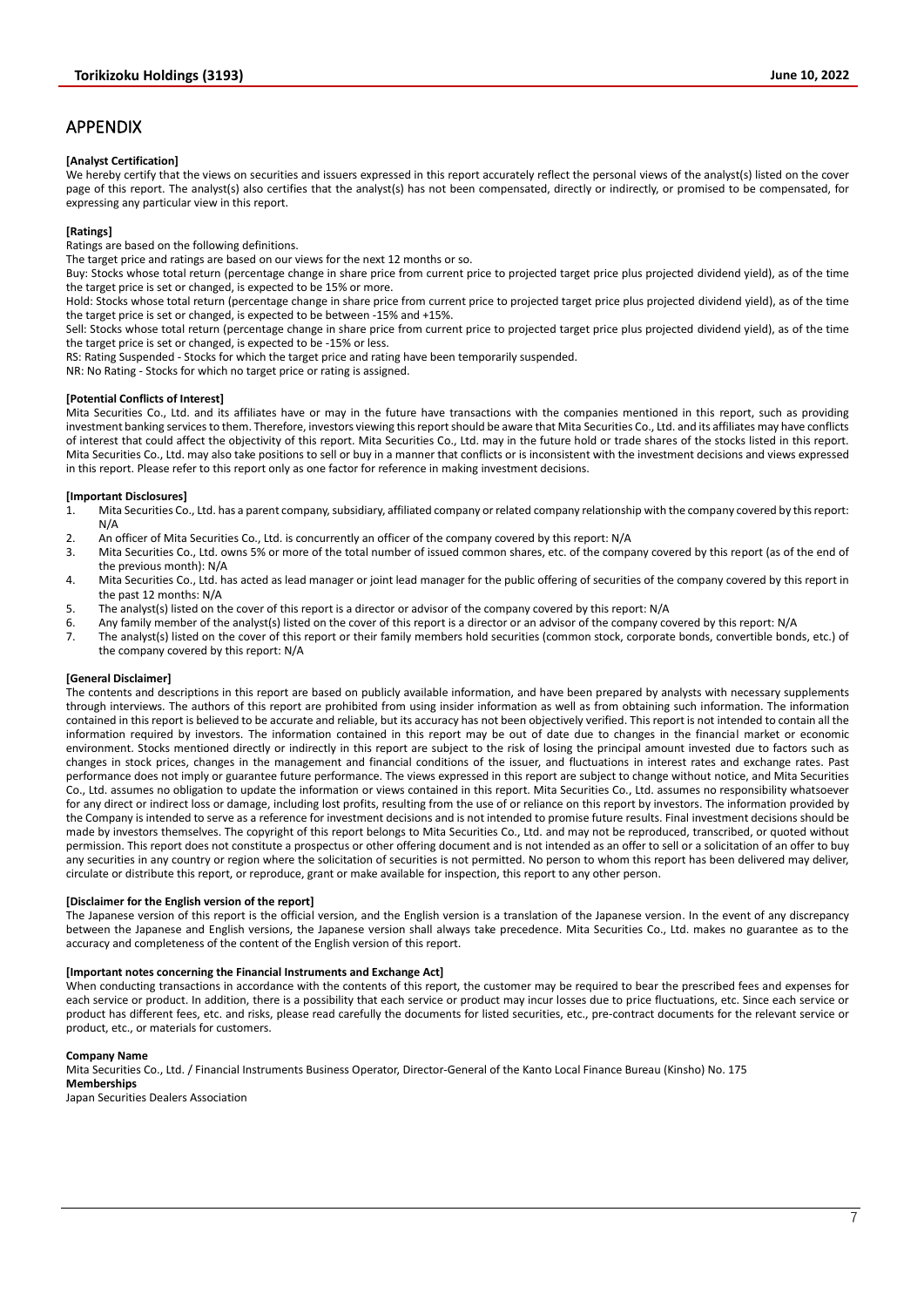# APPENDIX

**[Analyst Certification]**

We hereby certify that the views on securities and issuers expressed in this report accurately reflect the personal views of the analyst(s) listed on the cover page of this report. The analyst(s) also certifies that the analyst(s) has not been compensated, directly or indirectly, or promised to be compensated, for expressing any particular view in this report.

**[Ratings]**

Ratings are based on the following definitions.

The target price and ratings are based on our views for the next 12 months or so.

Buy: Stocks whose total return (percentage change in share price from current price to projected target price plus projected dividend yield), as of the time the target price is set or changed, is expected to be 15% or more.

Hold: Stocks whose total return (percentage change in share price from current price to projected target price plus projected dividend yield), as of the time the target price is set or changed, is expected to be between -15% and +15%.

Sell: Stocks whose total return (percentage change in share price from current price to projected target price plus projected dividend yield), as of the time the target price is set or changed, is expected to be -15% or less.

RS: Rating Suspended - Stocks for which the target price and rating have been temporarily suspended.

NR: No Rating - Stocks for which no target price or rating is assigned.

**[Potential Conflicts of Interest]**

Mita Securities Co., Ltd. and its affiliates have or may in the future have transactions with the companies mentioned in this report, such as providing investment banking services to them. Therefore, investors viewing this report should be aware that Mita Securities Co., Ltd. and its affiliates may have conflicts of interest that could affect the objectivity of this report. Mita Securities Co., Ltd. may in the future hold or trade shares of the stocks listed in this report. Mita Securities Co., Ltd. may also take positions to sell or buy in a manner that conflicts or is inconsistent with the investment decisions and views expressed in this report. Please refer to this report only as one factor for reference in making investment decisions.

**[Important Disclosures]**

1. Mita Securities Co., Ltd. has a parent company, subsidiary, affiliated company or related company relationship with the company covered by this report: N/A
2. An officer of Mita Securities Co., Ltd. is concurrently an officer of the company covered by this report: N/A
3. Mita Securities Co., Ltd. owns 5% or more of the total number of issued common shares, etc. of the company covered by this report (as of the end of the previous month): N/A
4. Mita Securities Co., Ltd. has acted as lead manager or joint lead manager for the public offering of securities of the company covered by this report in the past 12 months: N/A
5. The analyst(s) listed on the cover of this report is a director or advisor of the company covered by this report: N/A
6. Any family member of the analyst(s) listed on the cover of this report is a director or an advisor of the company covered by this report: N/A
7. The analyst(s) listed on the cover of this report or their family members hold securities (common stock, corporate bonds, convertible bonds, etc.) of the company covered by this report: N/A

**[General Disclaimer]**

The contents and descriptions in this report are based on publicly available information, and have been prepared by analysts with necessary supplements through interviews. The authors of this report are prohibited from using insider information as well as from obtaining such information. The information contained in this report is believed to be accurate and reliable, but its accuracy has not been objectively verified. This report is not intended to contain all the information required by investors. The information contained in this report may be out of date due to changes in the financial market or economic environment. Stocks mentioned directly or indirectly in this report are subject to the risk of losing the principal amount invested due to factors such as changes in stock prices, changes in the management and financial conditions of the issuer, and fluctuations in interest rates and exchange rates. Past performance does not imply or guarantee future performance. The views expressed in this report are subject to change without notice, and Mita Securities Co., Ltd. assumes no obligation to update the information or views contained in this report. Mita Securities Co., Ltd. assumes no responsibility whatsoever for any direct or indirect loss or damage, including lost profits, resulting from the use of or reliance on this report by investors. The information provided by the Company is intended to serve as a reference for investment decisions and is not intended to promise future results. Final investment decisions should be made by investors themselves. The copyright of this report belongs to Mita Securities Co., Ltd. and may not be reproduced, transcribed, or quoted without permission. This report does not constitute a prospectus or other offering document and is not intended as an offer to sell or a solicitation of an offer to buy any securities in any country or region where the solicitation of securities is not permitted. No person to whom this report has been delivered may deliver, circulate or distribute this report, or reproduce, grant or make available for inspection, this report to any other person.

**[Disclaimer for the English version of the report]**

The Japanese version of this report is the official version, and the English version is a translation of the Japanese version. In the event of any discrepancy between the Japanese and English versions, the Japanese version shall always take precedence. Mita Securities Co., Ltd. makes no guarantee as to the accuracy and completeness of the content of the English version of this report.

**[Important notes concerning the Financial Instruments and Exchange Act]**

When conducting transactions in accordance with the contents of this report, the customer may be required to bear the prescribed fees and expenses for each service or product. In addition, there is a possibility that each service or product may incur losses due to price fluctuations, etc. Since each service or product has different fees, etc. and risks, please read carefully the documents for listed securities, etc., pre-contract documents for the relevant service or product, etc., or materials for customers.

**Company Name**

Mita Securities Co., Ltd. / Financial Instruments Business Operator, Director-General of the Kanto Local Finance Bureau (Kinsho) No. 175

**Memberships**

Japan Securities Dealers Association